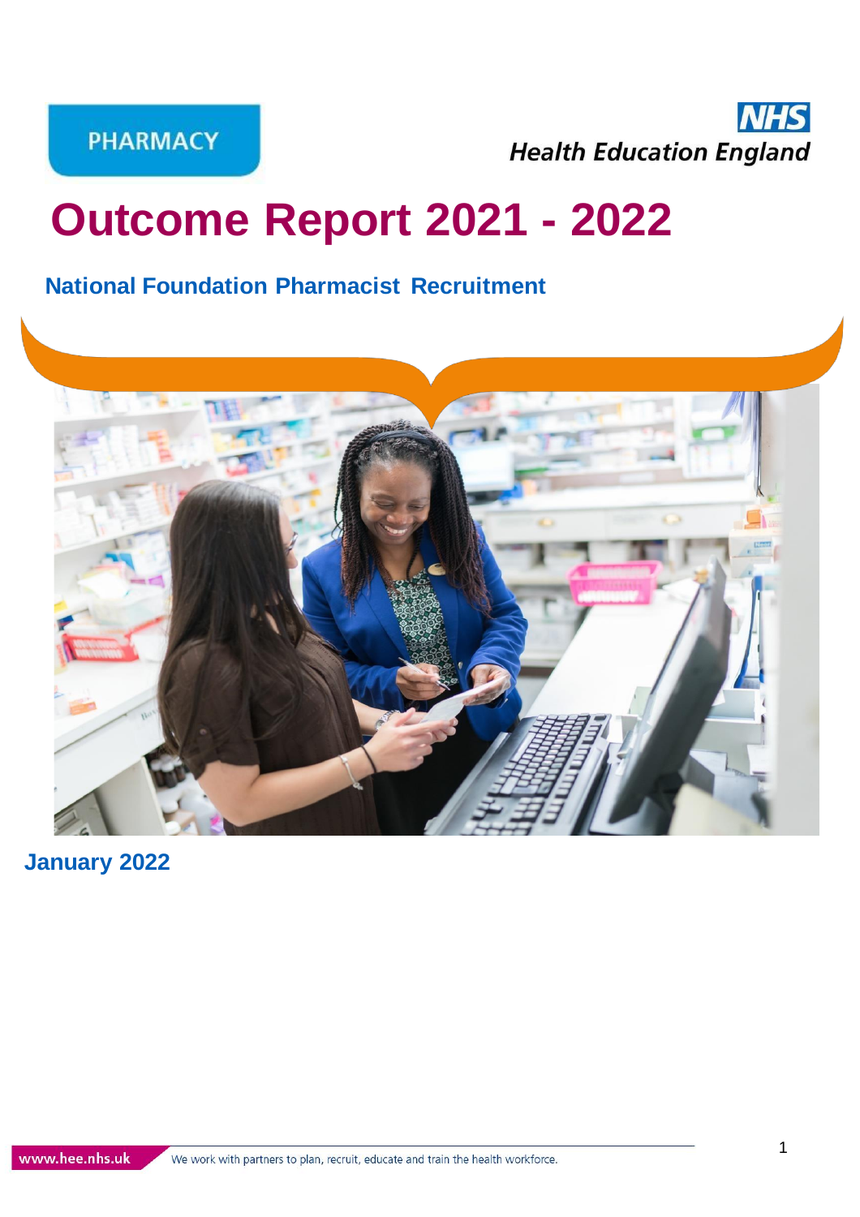PHARMACY

NHS
Health Education England

# Outcome Report 2021 - 2022

## National Foundation Pharmacist Recruitment

January 2022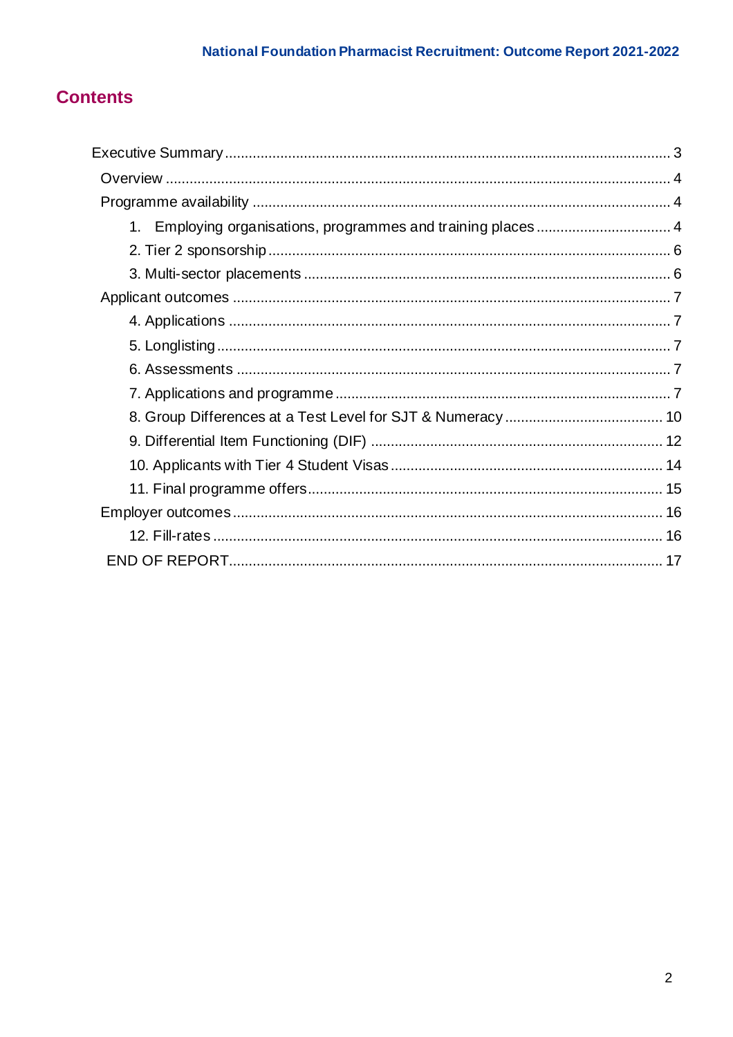## Contents

- Executive Summary ..... 3
  - Overview ..... 4
  - Programme availability ..... 4
    1. Employing organisations, programmes and training places ..... 4
    2. Tier 2 sponsorship ..... 6
    3. Multi-sector placements ..... 6
  - Applicant outcomes ..... 7
    4. Applications ..... 7
    5. Longlisting ..... 7
    6. Assessments ..... 7
    7. Applications and programme ..... 7
    8. Group Differences at a Test Level for SJT & Numeracy ..... 10
    9. Differential Item Functioning (DIF) ..... 12
    10. Applicants with Tier 4 Student Visas ..... 14
    11. Final programme offers ..... 15
  - Employer outcomes ..... 16
    12. Fill-rates ..... 16
  - END OF REPORT ..... 17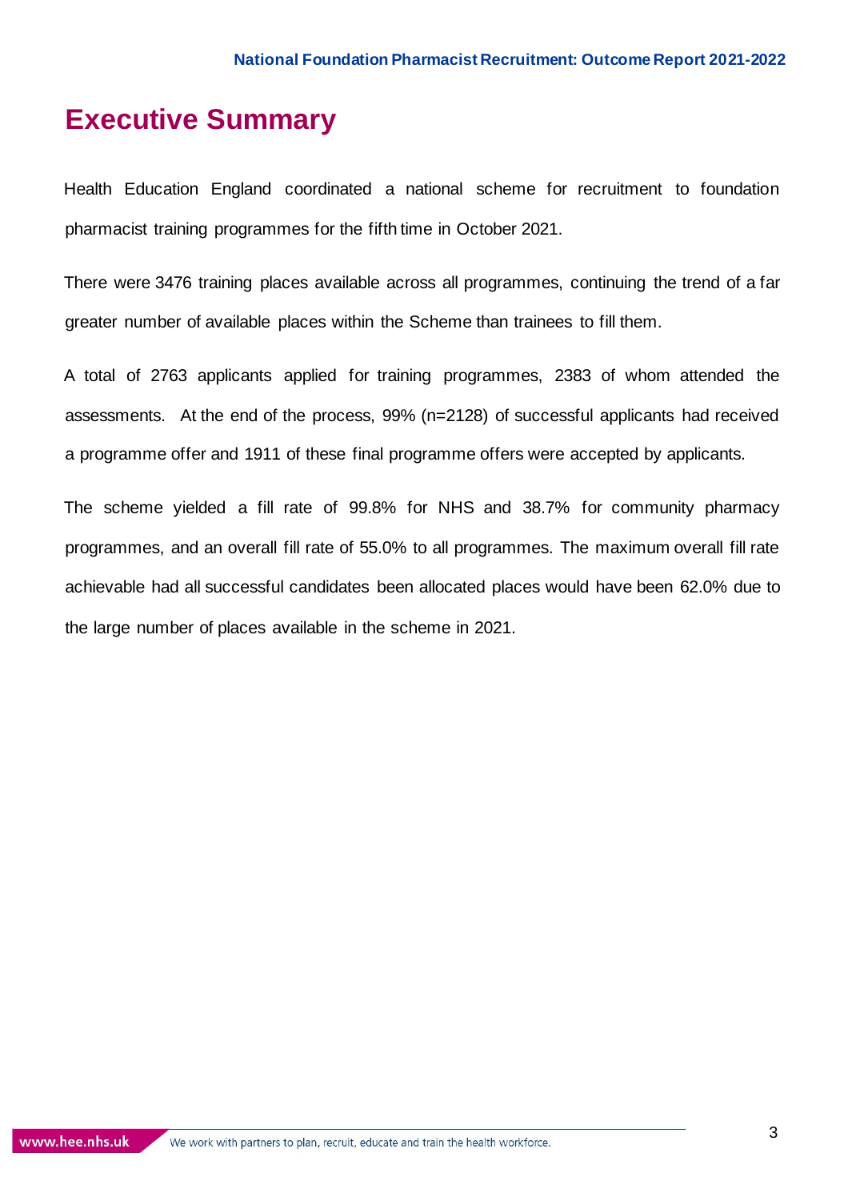# Executive Summary

Health Education England coordinated a national scheme for recruitment to foundation pharmacist training programmes for the fifth time in October 2021.

There were 3476 training places available across all programmes, continuing the trend of a far greater number of available places within the Scheme than trainees to fill them.

A total of 2763 applicants applied for training programmes, 2383 of whom attended the assessments. At the end of the process, 99% (n=2128) of successful applicants had received a programme offer and 1911 of these final programme offers were accepted by applicants.

The scheme yielded a fill rate of 99.8% for NHS and 38.7% for community pharmacy programmes, and an overall fill rate of 55.0% to all programmes. The maximum overall fill rate achievable had all successful candidates been allocated places would have been 62.0% due to the large number of places available in the scheme in 2021.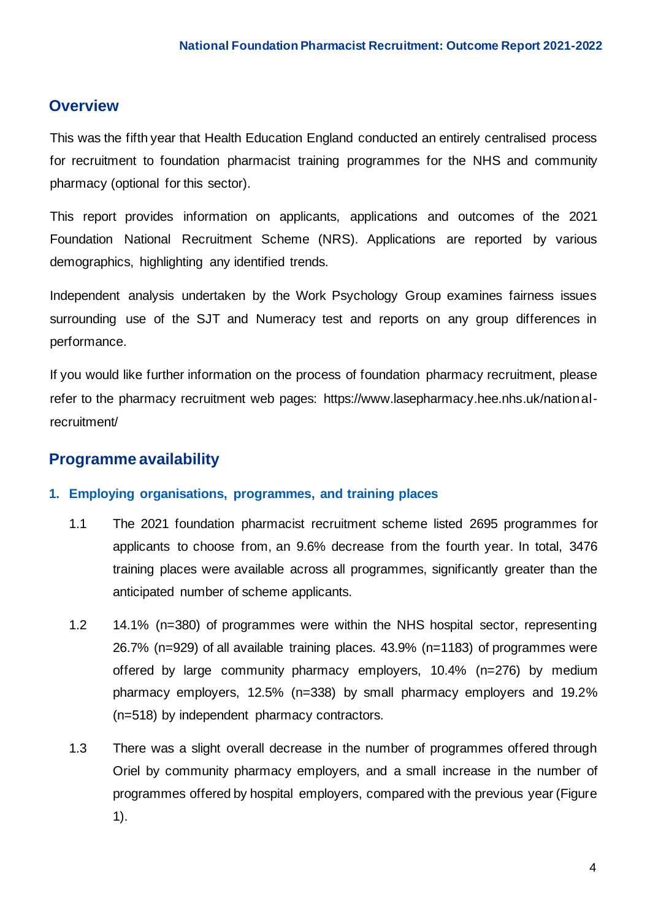## Overview

This was the fifth year that Health Education England conducted an entirely centralised process for recruitment to foundation pharmacist training programmes for the NHS and community pharmacy (optional for this sector).

This report provides information on applicants, applications and outcomes of the 2021 Foundation National Recruitment Scheme (NRS). Applications are reported by various demographics, highlighting any identified trends.

Independent analysis undertaken by the Work Psychology Group examines fairness issues surrounding use of the SJT and Numeracy test and reports on any group differences in performance.

If you would like further information on the process of foundation pharmacy recruitment, please refer to the pharmacy recruitment web pages: https://www.lasepharmacy.hee.nhs.uk/national-recruitment/

## Programme availability

### 1. Employing organisations, programmes, and training places

1.1 The 2021 foundation pharmacist recruitment scheme listed 2695 programmes for applicants to choose from, an 9.6% decrease from the fourth year. In total, 3476 training places were available across all programmes, significantly greater than the anticipated number of scheme applicants.

1.2 14.1% (n=380) of programmes were within the NHS hospital sector, representing 26.7% (n=929) of all available training places. 43.9% (n=1183) of programmes were offered by large community pharmacy employers, 10.4% (n=276) by medium pharmacy employers, 12.5% (n=338) by small pharmacy employers and 19.2% (n=518) by independent pharmacy contractors.

1.3 There was a slight overall decrease in the number of programmes offered through Oriel by community pharmacy employers, and a small increase in the number of programmes offered by hospital employers, compared with the previous year (Figure 1).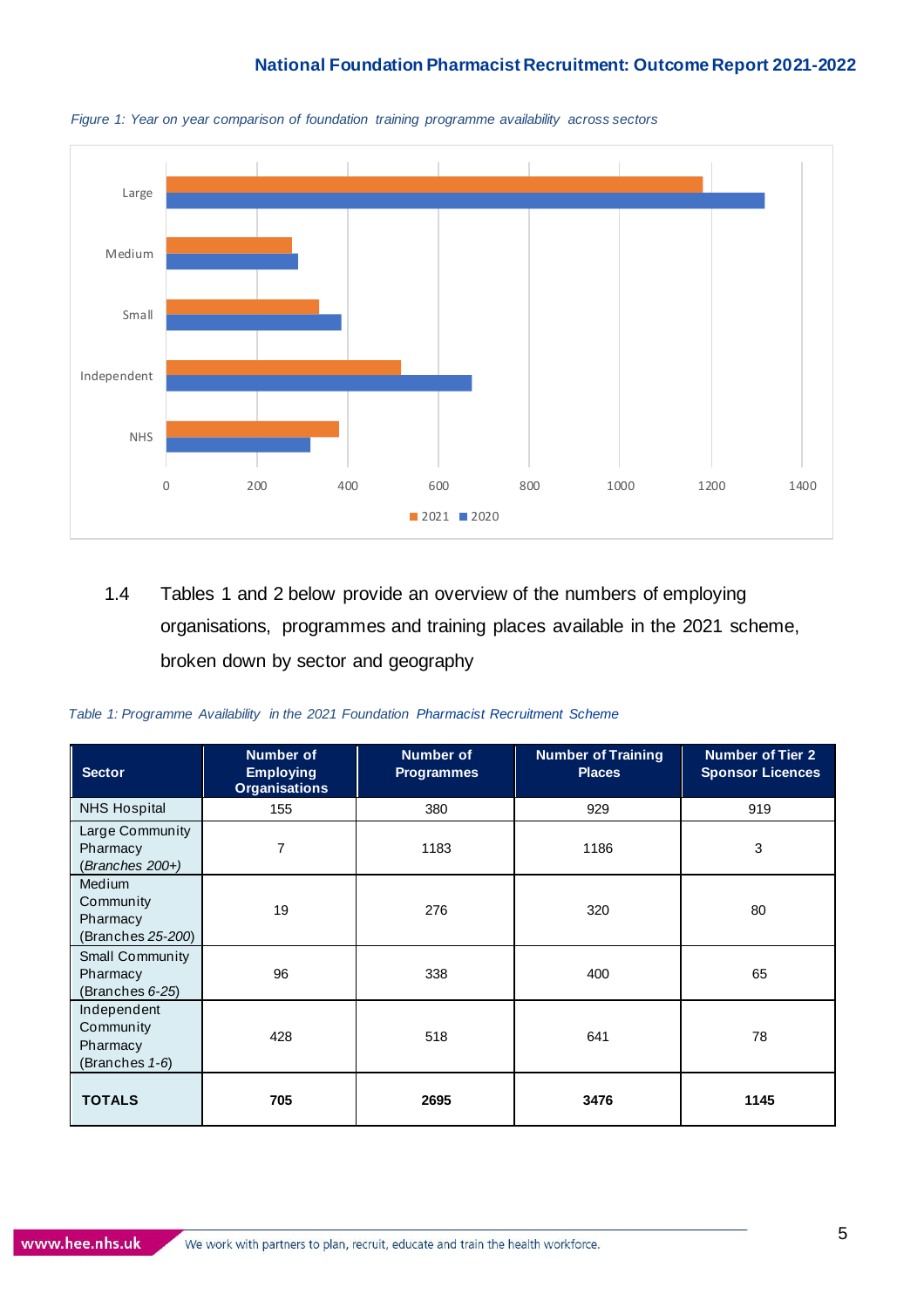*Figure 1: Year on year comparison of foundation training programme availability across sectors*

1.4 Tables 1 and 2 below provide an overview of the numbers of employing organisations, programmes and training places available in the 2021 scheme, broken down by sector and geography

*Table 1: Programme Availability in the 2021 Foundation Pharmacist Recruitment Scheme*

| Sector | Number of Employing Organisations | Number of Programmes | Number of Training Places | Number of Tier 2 Sponsor Licences |
|---|---|---|---|---|
| NHS Hospital | 155 | 380 | 929 | 919 |
| Large Community Pharmacy (*Branches 200+*) | 7 | 1183 | 1186 | 3 |
| Medium Community Pharmacy (Branches 25-*200*) | 19 | 276 | 320 | 80 |
| Small Community Pharmacy (Branches *6-25*) | 96 | 338 | 400 | 65 |
| Independent Community Pharmacy (Branches *1-6*) | 428 | 518 | 641 | 78 |
| **TOTALS** | **705** | **2695** | **3476** | **1145** |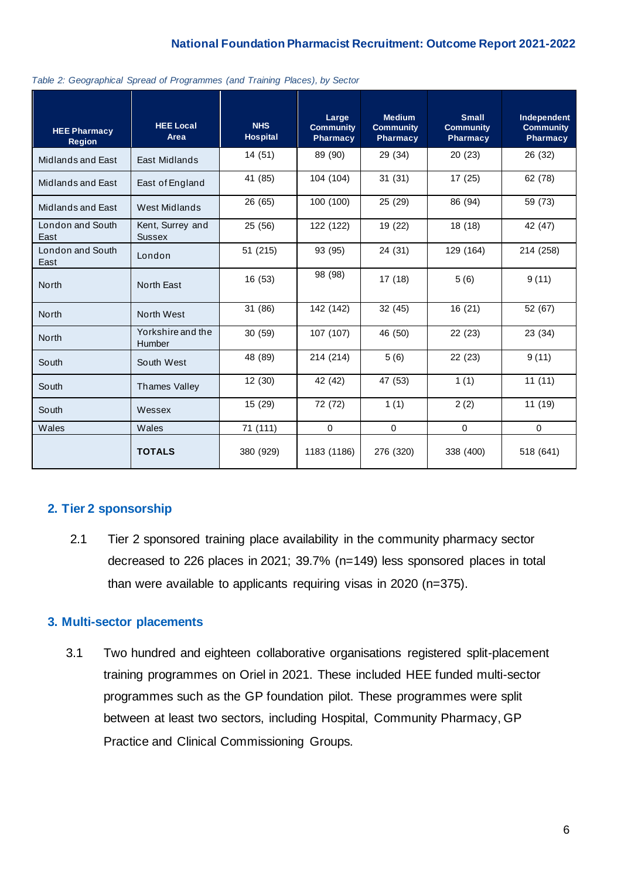*Table 2: Geographical Spread of Programmes (and Training Places), by Sector*

| HEE Pharmacy Region | HEE Local Area | NHS Hospital | Large Community Pharmacy | Medium Community Pharmacy | Small Community Pharmacy | Independent Community Pharmacy |
|---|---|---|---|---|---|---|
| Midlands and East | East Midlands | 14 (51) | 89 (90) | 29 (34) | 20 (23) | 26 (32) |
| Midlands and East | East of England | 41 (85) | 104 (104) | 31 (31) | 17 (25) | 62 (78) |
| Midlands and East | West Midlands | 26 (65) | 100 (100) | 25 (29) | 86 (94) | 59 (73) |
| London and South East | Kent, Surrey and Sussex | 25 (56) | 122 (122) | 19 (22) | 18 (18) | 42 (47) |
| London and South East | London | 51 (215) | 93 (95) | 24 (31) | 129 (164) | 214 (258) |
| North | North East | 16 (53) | 98 (98) | 17 (18) | 5 (6) | 9 (11) |
| North | North West | 31 (86) | 142 (142) | 32 (45) | 16 (21) | 52 (67) |
| North | Yorkshire and the Humber | 30 (59) | 107 (107) | 46 (50) | 22 (23) | 23 (34) |
| South | South West | 48 (89) | 214 (214) | 5 (6) | 22 (23) | 9 (11) |
| South | Thames Valley | 12 (30) | 42 (42) | 47 (53) | 1 (1) | 11 (11) |
| South | Wessex | 15 (29) | 72 (72) | 1 (1) | 2 (2) | 11 (19) |
| Wales | Wales | 71 (111) | 0 | 0 | 0 | 0 |
| | **TOTALS** | 380 (929) | 1183 (1186) | 276 (320) | 338 (400) | 518 (641) |

## 2. Tier 2 sponsorship

2.1 Tier 2 sponsored training place availability in the community pharmacy sector decreased to 226 places in 2021; 39.7% (n=149) less sponsored places in total than were available to applicants requiring visas in 2020 (n=375).

## 3. Multi-sector placements

3.1 Two hundred and eighteen collaborative organisations registered split-placement training programmes on Oriel in 2021. These included HEE funded multi-sector programmes such as the GP foundation pilot. These programmes were split between at least two sectors, including Hospital, Community Pharmacy, GP Practice and Clinical Commissioning Groups.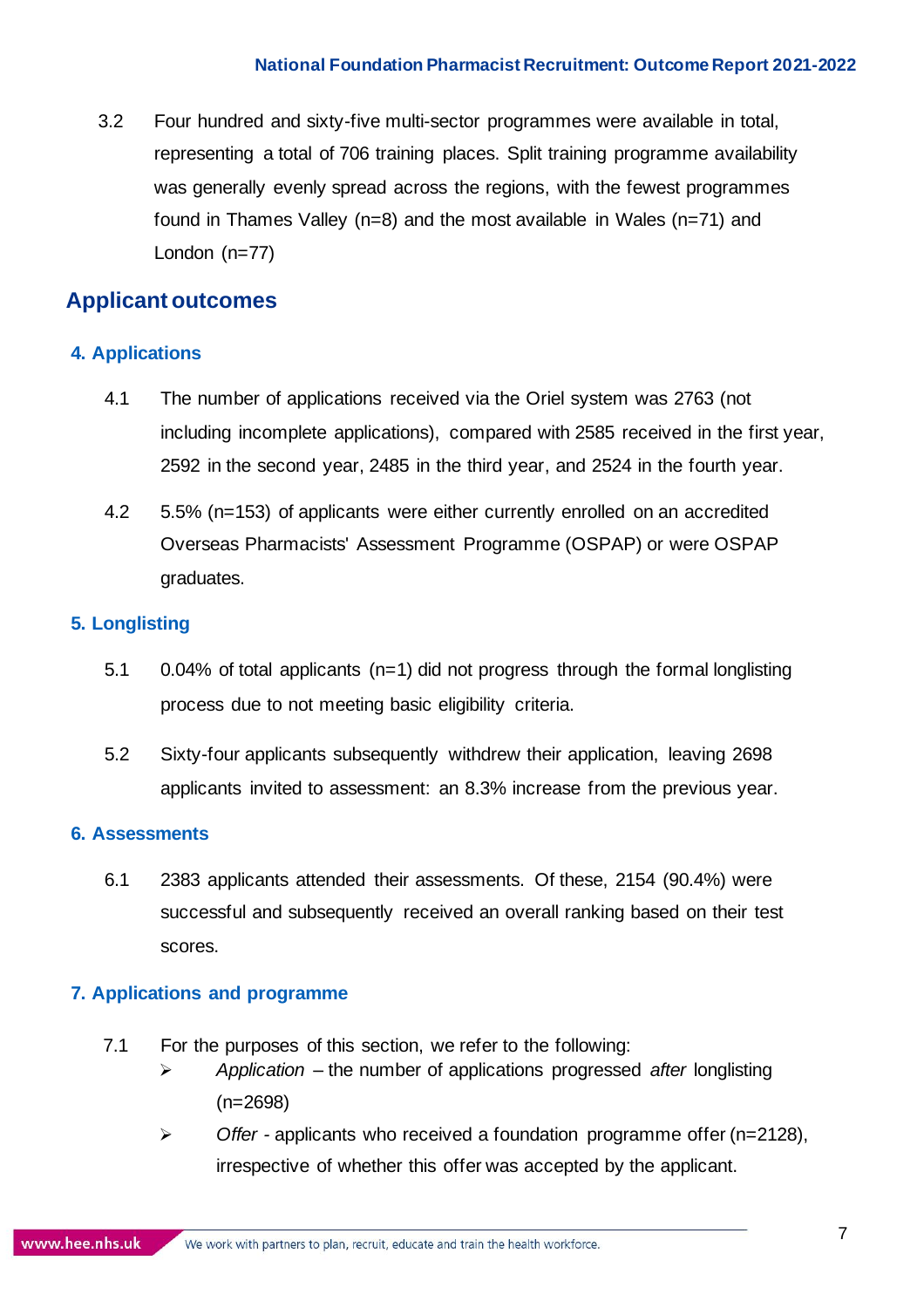3.2 Four hundred and sixty-five multi-sector programmes were available in total, representing a total of 706 training places. Split training programme availability was generally evenly spread across the regions, with the fewest programmes found in Thames Valley (n=8) and the most available in Wales (n=71) and London (n=77)

## Applicant outcomes

### 4. Applications

4.1 The number of applications received via the Oriel system was 2763 (not including incomplete applications), compared with 2585 received in the first year, 2592 in the second year, 2485 in the third year, and 2524 in the fourth year.

4.2 5.5% (n=153) of applicants were either currently enrolled on an accredited Overseas Pharmacists' Assessment Programme (OSPAP) or were OSPAP graduates.

### 5. Longlisting

5.1 0.04% of total applicants (n=1) did not progress through the formal longlisting process due to not meeting basic eligibility criteria.

5.2 Sixty-four applicants subsequently withdrew their application, leaving 2698 applicants invited to assessment: an 8.3% increase from the previous year.

### 6. Assessments

6.1 2383 applicants attended their assessments. Of these, 2154 (90.4%) were successful and subsequently received an overall ranking based on their test scores.

### 7. Applications and programme

7.1 For the purposes of this section, we refer to the following:

- *Application* – the number of applications progressed *after* longlisting (n=2698)
- *Offer* - applicants who received a foundation programme offer (n=2128), irrespective of whether this offer was accepted by the applicant.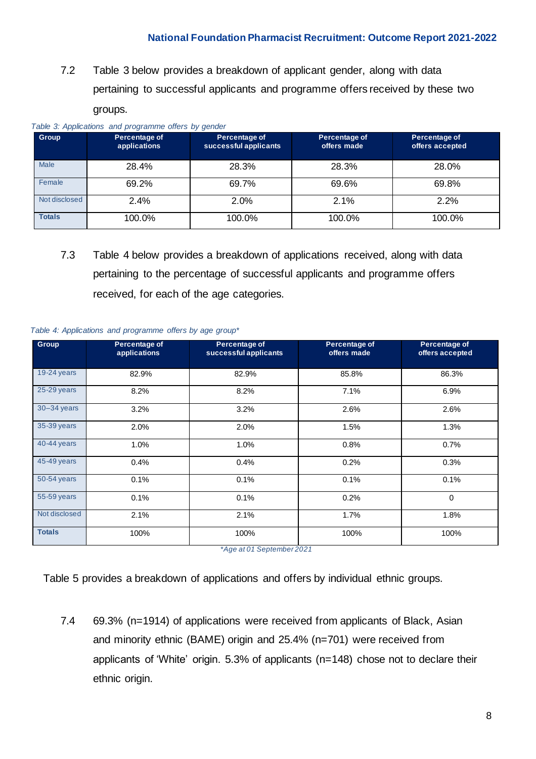7.2 Table 3 below provides a breakdown of applicant gender, along with data pertaining to successful applicants and programme offers received by these two groups.

*Table 3: Applications and programme offers by gender*

| Group | Percentage of applications | Percentage of successful applicants | Percentage of offers made | Percentage of offers accepted |
|---|---|---|---|---|
| Male | 28.4% | 28.3% | 28.3% | 28.0% |
| Female | 69.2% | 69.7% | 69.6% | 69.8% |
| Not disclosed | 2.4% | 2.0% | 2.1% | 2.2% |
| **Totals** | 100.0% | 100.0% | 100.0% | 100.0% |

7.3 Table 4 below provides a breakdown of applications received, along with data pertaining to the percentage of successful applicants and programme offers received, for each of the age categories.

*Table 4: Applications and programme offers by age group**

| Group | Percentage of applications | Percentage of successful applicants | Percentage of offers made | Percentage of offers accepted |
|---|---|---|---|---|
| 19-24 years | 82.9% | 82.9% | 85.8% | 86.3% |
| 25-29 years | 8.2% | 8.2% | 7.1% | 6.9% |
| 30–34 years | 3.2% | 3.2% | 2.6% | 2.6% |
| 35-39 years | 2.0% | 2.0% | 1.5% | 1.3% |
| 40-44 years | 1.0% | 1.0% | 0.8% | 0.7% |
| 45-49 years | 0.4% | 0.4% | 0.2% | 0.3% |
| 50-54 years | 0.1% | 0.1% | 0.1% | 0.1% |
| 55-59 years | 0.1% | 0.1% | 0.2% | 0 |
| Not disclosed | 2.1% | 2.1% | 1.7% | 1.8% |
| **Totals** | 100% | 100% | 100% | 100% |

*\*Age at 01 September 2021*

Table 5 provides a breakdown of applications and offers by individual ethnic groups.

7.4 69.3% (n=1914) of applications were received from applicants of Black, Asian and minority ethnic (BAME) origin and 25.4% (n=701) were received from applicants of 'White' origin. 5.3% of applicants (n=148) chose not to declare their ethnic origin.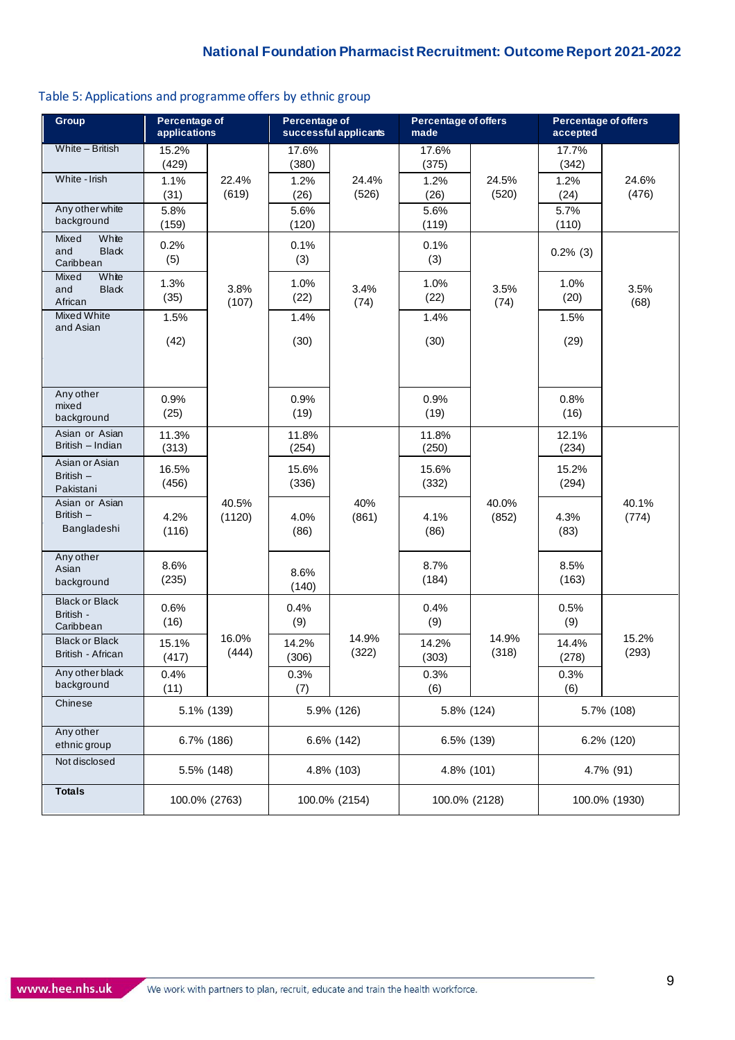Table 5: Applications and programme offers by ethnic group

| Group | Percentage of applications | | Percentage of successful applicants | | Percentage of offers made | | Percentage of offers accepted | |
|---|---|---|---|---|---|---|---|---|
| White – British | 15.2% (429) | 22.4% (619) | 17.6% (380) | 24.4% (526) | 17.6% (375) | 24.5% (520) | 17.7% (342) | 24.6% (476) |
| White - Irish | 1.1% (31) | | 1.2% (26) | | 1.2% (26) | | 1.2% (24) | |
| Any other white background | 5.8% (159) | | 5.6% (120) | | 5.6% (119) | | 5.7% (110) | |
| Mixed White and Black Caribbean | 0.2% (5) | 3.8% (107) | 0.1% (3) | 3.4% (74) | 0.1% (3) | 3.5% (74) | 0.2% (3) | 3.5% (68) |
| Mixed White and Black African | 1.3% (35) | | 1.0% (22) | | 1.0% (22) | | 1.0% (20) | |
| Mixed White and Asian | 1.5% (42) | | 1.4% (30) | | 1.4% (30) | | 1.5% (29) | |
| Any other mixed background | 0.9% (25) | | 0.9% (19) | | 0.9% (19) | | 0.8% (16) | |
| Asian or Asian British – Indian | 11.3% (313) | 40.5% (1120) | 11.8% (254) | 40% (861) | 11.8% (250) | 40.0% (852) | 12.1% (234) | 40.1% (774) |
| Asian or Asian British – Pakistani | 16.5% (456) | | 15.6% (336) | | 15.6% (332) | | 15.2% (294) | |
| Asian or Asian British – Bangladeshi | 4.2% (116) | | 4.0% (86) | | 4.1% (86) | | 4.3% (83) | |
| Any other Asian background | 8.6% (235) | | 8.6% (140) | | 8.7% (184) | | 8.5% (163) | |
| Black or Black British - Caribbean | 0.6% (16) | 16.0% (444) | 0.4% (9) | 14.9% (322) | 0.4% (9) | 14.9% (318) | 0.5% (9) | 15.2% (293) |
| Black or Black British - African | 15.1% (417) | | 14.2% (306) | | 14.2% (303) | | 14.4% (278) | |
| Any other black background | 0.4% (11) | | 0.3% (7) | | 0.3% (6) | | 0.3% (6) | |
| Chinese | 5.1% (139) | | 5.9% (126) | | 5.8% (124) | | 5.7% (108) | |
| Any other ethnic group | 6.7% (186) | | 6.6% (142) | | 6.5% (139) | | 6.2% (120) | |
| Not disclosed | 5.5% (148) | | 4.8% (103) | | 4.8% (101) | | 4.7% (91) | |
| **Totals** | 100.0% (2763) | | 100.0% (2154) | | 100.0% (2128) | | 100.0% (1930) | |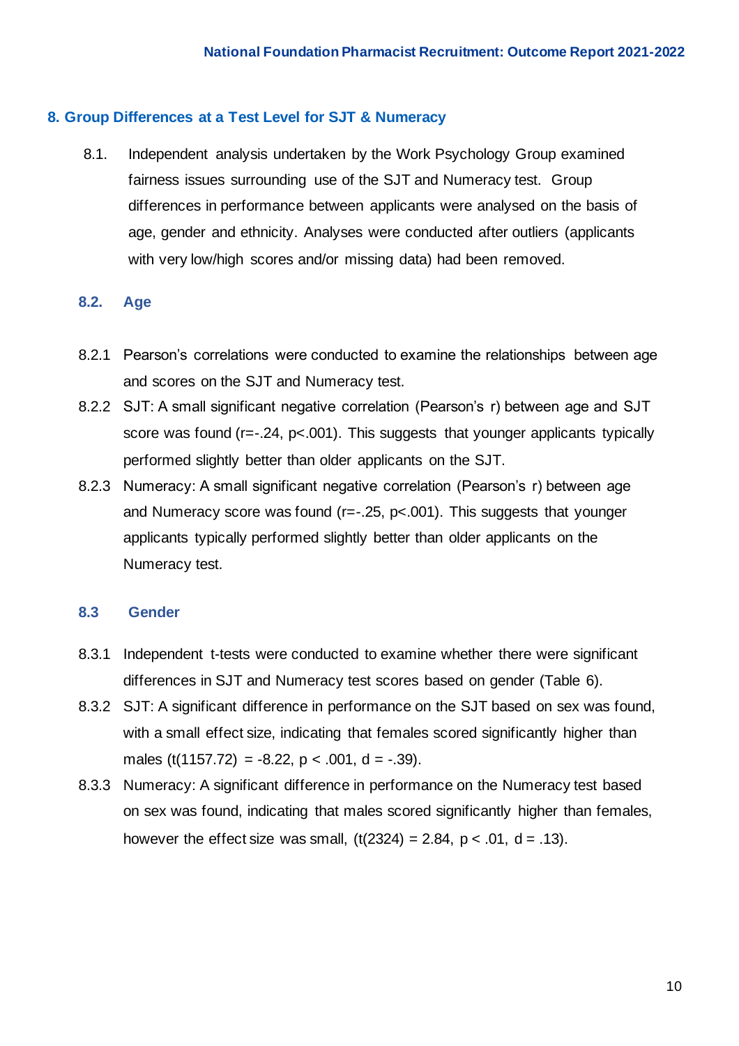## 8. Group Differences at a Test Level for SJT & Numeracy

8.1. Independent analysis undertaken by the Work Psychology Group examined fairness issues surrounding use of the SJT and Numeracy test. Group differences in performance between applicants were analysed on the basis of age, gender and ethnicity. Analyses were conducted after outliers (applicants with very low/high scores and/or missing data) had been removed.

### 8.2. Age

8.2.1 Pearson's correlations were conducted to examine the relationships between age and scores on the SJT and Numeracy test.

8.2.2 SJT: A small significant negative correlation (Pearson's r) between age and SJT score was found ($r=-.24$, $p<.001$). This suggests that younger applicants typically performed slightly better than older applicants on the SJT.

8.2.3 Numeracy: A small significant negative correlation (Pearson's r) between age and Numeracy score was found ($r=-.25$, $p<.001$). This suggests that younger applicants typically performed slightly better than older applicants on the Numeracy test.

### 8.3 Gender

8.3.1 Independent t-tests were conducted to examine whether there were significant differences in SJT and Numeracy test scores based on gender (Table 6).

8.3.2 SJT: A significant difference in performance on the SJT based on sex was found, with a small effect size, indicating that females scored significantly higher than males ($t(1157.72) = -8.22$, $p < .001$, $d = -.39$).

8.3.3 Numeracy: A significant difference in performance on the Numeracy test based on sex was found, indicating that males scored significantly higher than females, however the effect size was small, ($t(2324) = 2.84$, $p < .01$, $d = .13$).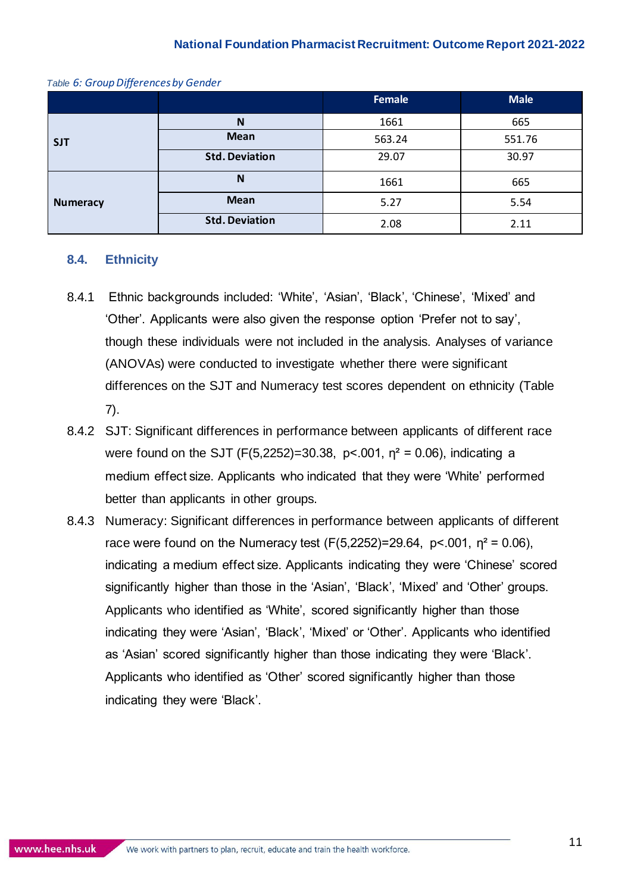*Table 6: Group Differences by Gender*

| | | Female | Male |
|---|---|---|---|
| **SJT** | **N** | 1661 | 665 |
| | **Mean** | 563.24 | 551.76 |
| | **Std. Deviation** | 29.07 | 30.97 |
| **Numeracy** | **N** | 1661 | 665 |
| | **Mean** | 5.27 | 5.54 |
| | **Std. Deviation** | 2.08 | 2.11 |

## 8.4. Ethnicity

8.4.1 Ethnic backgrounds included: 'White', 'Asian', 'Black', 'Chinese', 'Mixed' and 'Other'. Applicants were also given the response option 'Prefer not to say', though these individuals were not included in the analysis. Analyses of variance (ANOVAs) were conducted to investigate whether there were significant differences on the SJT and Numeracy test scores dependent on ethnicity (Table 7).

8.4.2 SJT: Significant differences in performance between applicants of different race were found on the SJT ($F(5,2252)=30.38$, $p<.001$, $\eta^2 = 0.06$), indicating a medium effect size. Applicants who indicated that they were 'White' performed better than applicants in other groups.

8.4.3 Numeracy: Significant differences in performance between applicants of different race were found on the Numeracy test ($F(5,2252)=29.64$, $p<.001$, $\eta^2 = 0.06$), indicating a medium effect size. Applicants indicating they were 'Chinese' scored significantly higher than those in the 'Asian', 'Black', 'Mixed' and 'Other' groups. Applicants who identified as 'White', scored significantly higher than those indicating they were 'Asian', 'Black', 'Mixed' or 'Other'. Applicants who identified as 'Asian' scored significantly higher than those indicating they were 'Black'. Applicants who identified as 'Other' scored significantly higher than those indicating they were 'Black'.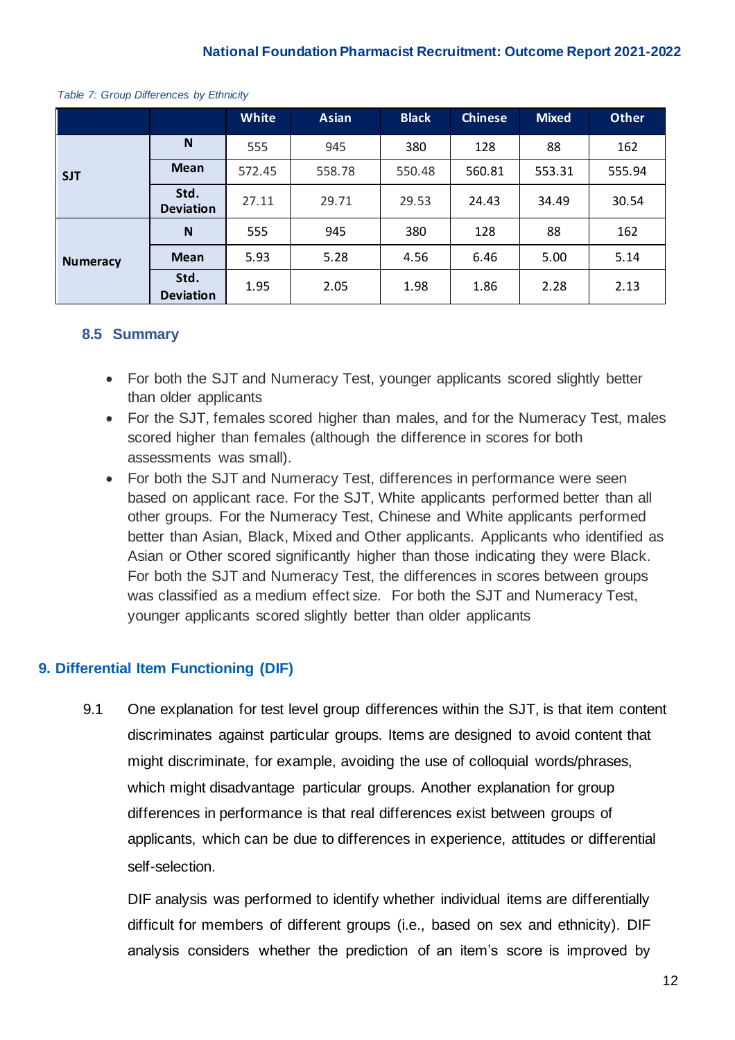*Table 7: Group Differences by Ethnicity*

| | | White | Asian | Black | Chinese | Mixed | Other |
|---|---|---|---|---|---|---|---|
| **SJT** | **N** | 555 | 945 | 380 | 128 | 88 | 162 |
| | **Mean** | 572.45 | 558.78 | 550.48 | 560.81 | 553.31 | 555.94 |
| | **Std. Deviation** | 27.11 | 29.71 | 29.53 | 24.43 | 34.49 | 30.54 |
| **Numeracy** | **N** | 555 | 945 | 380 | 128 | 88 | 162 |
| | **Mean** | 5.93 | 5.28 | 4.56 | 6.46 | 5.00 | 5.14 |
| | **Std. Deviation** | 1.95 | 2.05 | 1.98 | 1.86 | 2.28 | 2.13 |

### 8.5 Summary

- For both the SJT and Numeracy Test, younger applicants scored slightly better than older applicants
- For the SJT, females scored higher than males, and for the Numeracy Test, males scored higher than females (although the difference in scores for both assessments was small).
- For both the SJT and Numeracy Test, differences in performance were seen based on applicant race. For the SJT, White applicants performed better than all other groups. For the Numeracy Test, Chinese and White applicants performed better than Asian, Black, Mixed and Other applicants. Applicants who identified as Asian or Other scored significantly higher than those indicating they were Black. For both the SJT and Numeracy Test, the differences in scores between groups was classified as a medium effect size. For both the SJT and Numeracy Test, younger applicants scored slightly better than older applicants

## 9. Differential Item Functioning (DIF)

9.1 One explanation for test level group differences within the SJT, is that item content discriminates against particular groups. Items are designed to avoid content that might discriminate, for example, avoiding the use of colloquial words/phrases, which might disadvantage particular groups. Another explanation for group differences in performance is that real differences exist between groups of applicants, which can be due to differences in experience, attitudes or differential self-selection.

DIF analysis was performed to identify whether individual items are differentially difficult for members of different groups (i.e., based on sex and ethnicity). DIF analysis considers whether the prediction of an item's score is improved by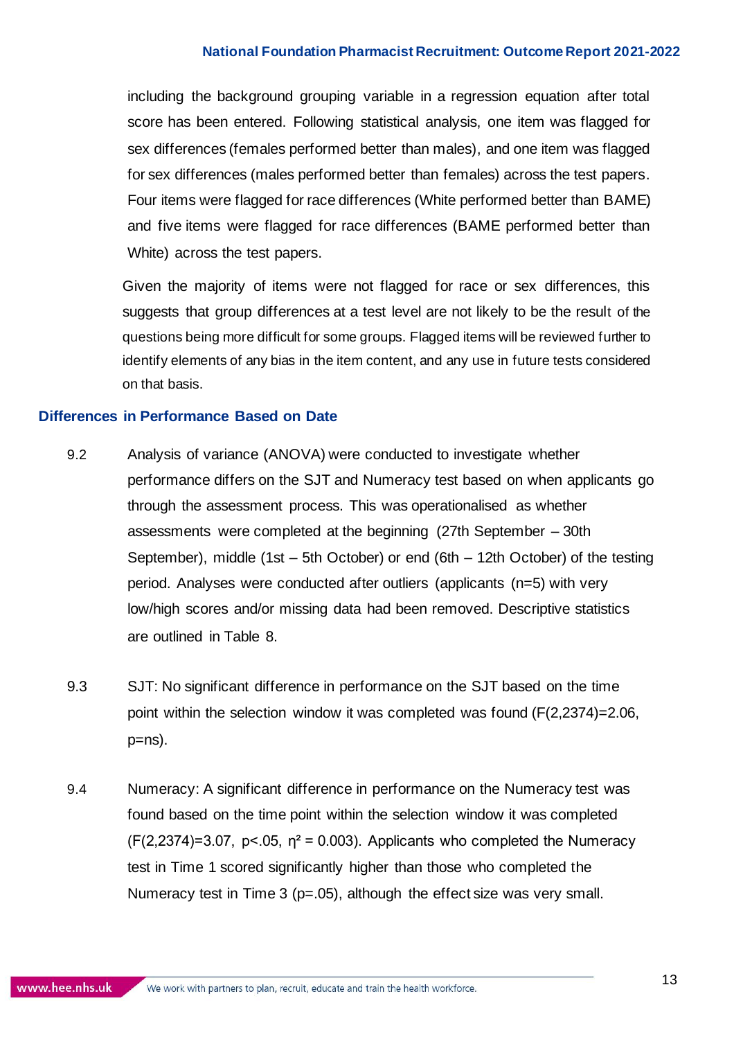including the background grouping variable in a regression equation after total score has been entered. Following statistical analysis, one item was flagged for sex differences (females performed better than males), and one item was flagged for sex differences (males performed better than females) across the test papers. Four items were flagged for race differences (White performed better than BAME) and five items were flagged for race differences (BAME performed better than White) across the test papers.

Given the majority of items were not flagged for race or sex differences, this suggests that group differences at a test level are not likely to be the result of the questions being more difficult for some groups. Flagged items will be reviewed further to identify elements of any bias in the item content, and any use in future tests considered on that basis.

## Differences in Performance Based on Date

9.2 Analysis of variance (ANOVA) were conducted to investigate whether performance differs on the SJT and Numeracy test based on when applicants go through the assessment process. This was operationalised as whether assessments were completed at the beginning (27th September – 30th September), middle (1st – 5th October) or end (6th – 12th October) of the testing period. Analyses were conducted after outliers (applicants (n=5) with very low/high scores and/or missing data had been removed. Descriptive statistics are outlined in Table 8.

9.3 SJT: No significant difference in performance on the SJT based on the time point within the selection window it was completed was found ($F(2,2374)=2.06$, $p=ns$).

9.4 Numeracy: A significant difference in performance on the Numeracy test was found based on the time point within the selection window it was completed ($F(2,2374)=3.07$, $p<.05$, $\eta^2 = 0.003$). Applicants who completed the Numeracy test in Time 1 scored significantly higher than those who completed the Numeracy test in Time 3 ($p=.05$), although the effect size was very small.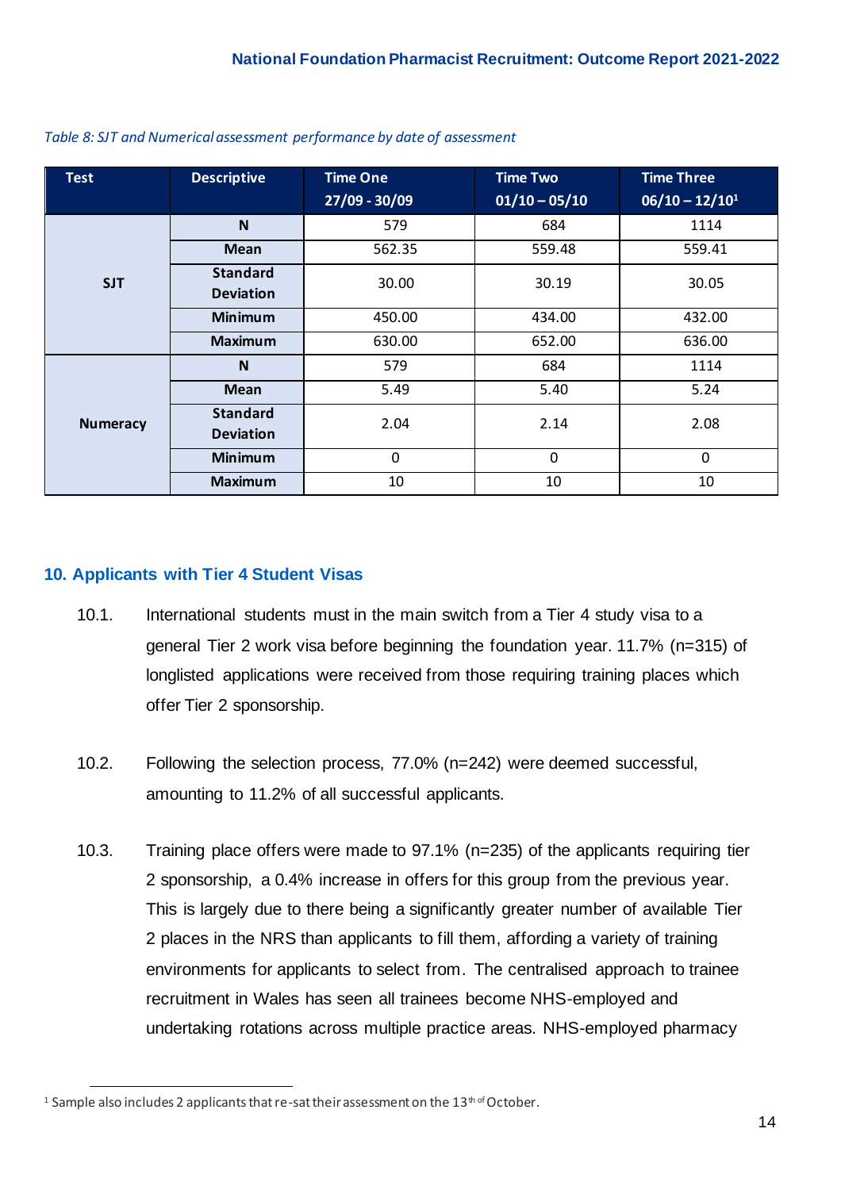*Table 8: SJT and Numerical assessment performance by date of assessment*

| Test | Descriptive | Time One 27/09 - 30/09 | Time Two 01/10 – 05/10 | Time Three 06/10 – 12/10[1] |
|---|---|---|---|---|
| SJT | N | 579 | 684 | 1114 |
| | Mean | 562.35 | 559.48 | 559.41 |
| | Standard Deviation | 30.00 | 30.19 | 30.05 |
| | Minimum | 450.00 | 434.00 | 432.00 |
| | Maximum | 630.00 | 652.00 | 636.00 |
| Numeracy | N | 579 | 684 | 1114 |
| | Mean | 5.49 | 5.40 | 5.24 |
| | Standard Deviation | 2.04 | 2.14 | 2.08 |
| | Minimum | 0 | 0 | 0 |
| | Maximum | 10 | 10 | 10 |

## 10. Applicants with Tier 4 Student Visas

10.1. International students must in the main switch from a Tier 4 study visa to a general Tier 2 work visa before beginning the foundation year. 11.7% (n=315) of longlisted applications were received from those requiring training places which offer Tier 2 sponsorship.

10.2. Following the selection process, 77.0% (n=242) were deemed successful, amounting to 11.2% of all successful applicants.

10.3. Training place offers were made to 97.1% (n=235) of the applicants requiring tier 2 sponsorship, a 0.4% increase in offers for this group from the previous year. This is largely due to there being a significantly greater number of available Tier 2 places in the NRS than applicants to fill them, affording a variety of training environments for applicants to select from. The centralised approach to trainee recruitment in Wales has seen all trainees become NHS-employed and undertaking rotations across multiple practice areas. NHS-employed pharmacy

[1] Sample also includes 2 applicants that re-sat their assessment on the 13th of October.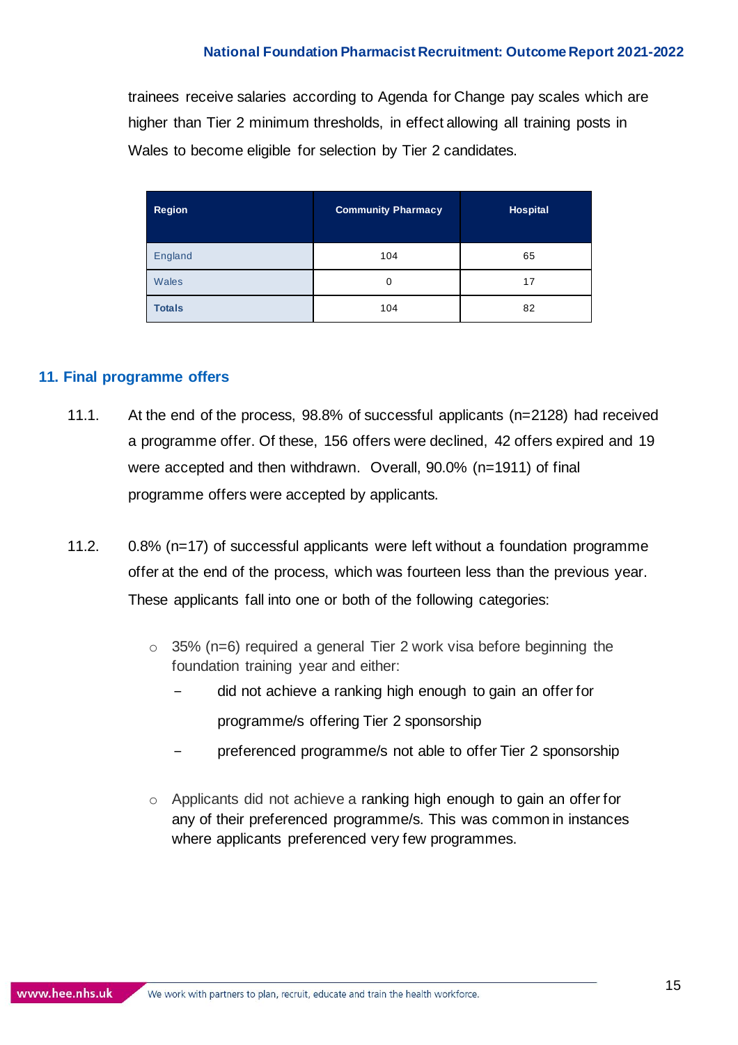trainees receive salaries according to Agenda for Change pay scales which are higher than Tier 2 minimum thresholds, in effect allowing all training posts in Wales to become eligible for selection by Tier 2 candidates.

| Region | Community Pharmacy | Hospital |
|---|---|---|
| England | 104 | 65 |
| Wales | 0 | 17 |
| **Totals** | 104 | 82 |

## 11. Final programme offers

11.1. At the end of the process, 98.8% of successful applicants (n=2128) had received a programme offer. Of these, 156 offers were declined, 42 offers expired and 19 were accepted and then withdrawn. Overall, 90.0% (n=1911) of final programme offers were accepted by applicants.

11.2. 0.8% (n=17) of successful applicants were left without a foundation programme offer at the end of the process, which was fourteen less than the previous year. These applicants fall into one or both of the following categories:

- 35% (n=6) required a general Tier 2 work visa before beginning the foundation training year and either:
  - did not achieve a ranking high enough to gain an offer for programme/s offering Tier 2 sponsorship
  - preferenced programme/s not able to offer Tier 2 sponsorship
- Applicants did not achieve a ranking high enough to gain an offer for any of their preferenced programme/s. This was common in instances where applicants preferenced very few programmes.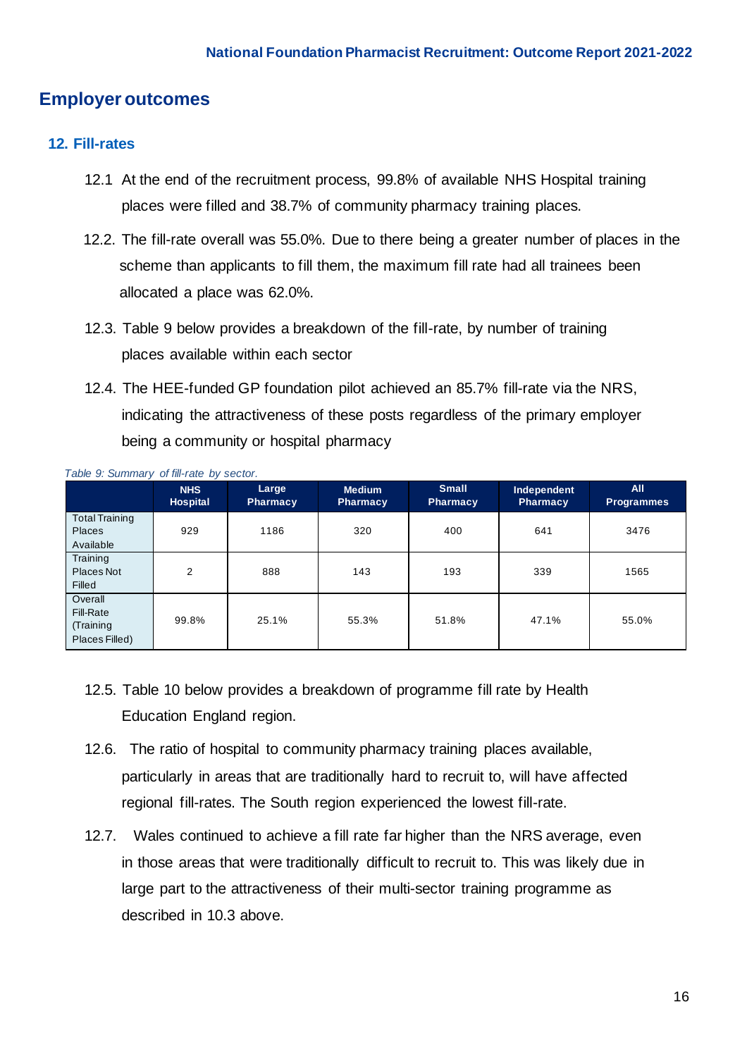## Employer outcomes

### 12. Fill-rates

12.1 At the end of the recruitment process, 99.8% of available NHS Hospital training places were filled and 38.7% of community pharmacy training places.

12.2. The fill-rate overall was 55.0%. Due to there being a greater number of places in the scheme than applicants to fill them, the maximum fill rate had all trainees been allocated a place was 62.0%.

12.3. Table 9 below provides a breakdown of the fill-rate, by number of training places available within each sector

12.4. The HEE-funded GP foundation pilot achieved an 85.7% fill-rate via the NRS, indicating the attractiveness of these posts regardless of the primary employer being a community or hospital pharmacy

*Table 9: Summary of fill-rate by sector.*

| | NHS Hospital | Large Pharmacy | Medium Pharmacy | Small Pharmacy | Independent Pharmacy | All Programmes |
|---|---|---|---|---|---|---|
| Total Training Places Available | 929 | 1186 | 320 | 400 | 641 | 3476 |
| Training Places Not Filled | 2 | 888 | 143 | 193 | 339 | 1565 |
| Overall Fill-Rate (Training Places Filled) | 99.8% | 25.1% | 55.3% | 51.8% | 47.1% | 55.0% |

12.5. Table 10 below provides a breakdown of programme fill rate by Health Education England region.

12.6. The ratio of hospital to community pharmacy training places available, particularly in areas that are traditionally hard to recruit to, will have affected regional fill-rates. The South region experienced the lowest fill-rate.

12.7. Wales continued to achieve a fill rate far higher than the NRS average, even in those areas that were traditionally difficult to recruit to. This was likely due in large part to the attractiveness of their multi-sector training programme as described in 10.3 above.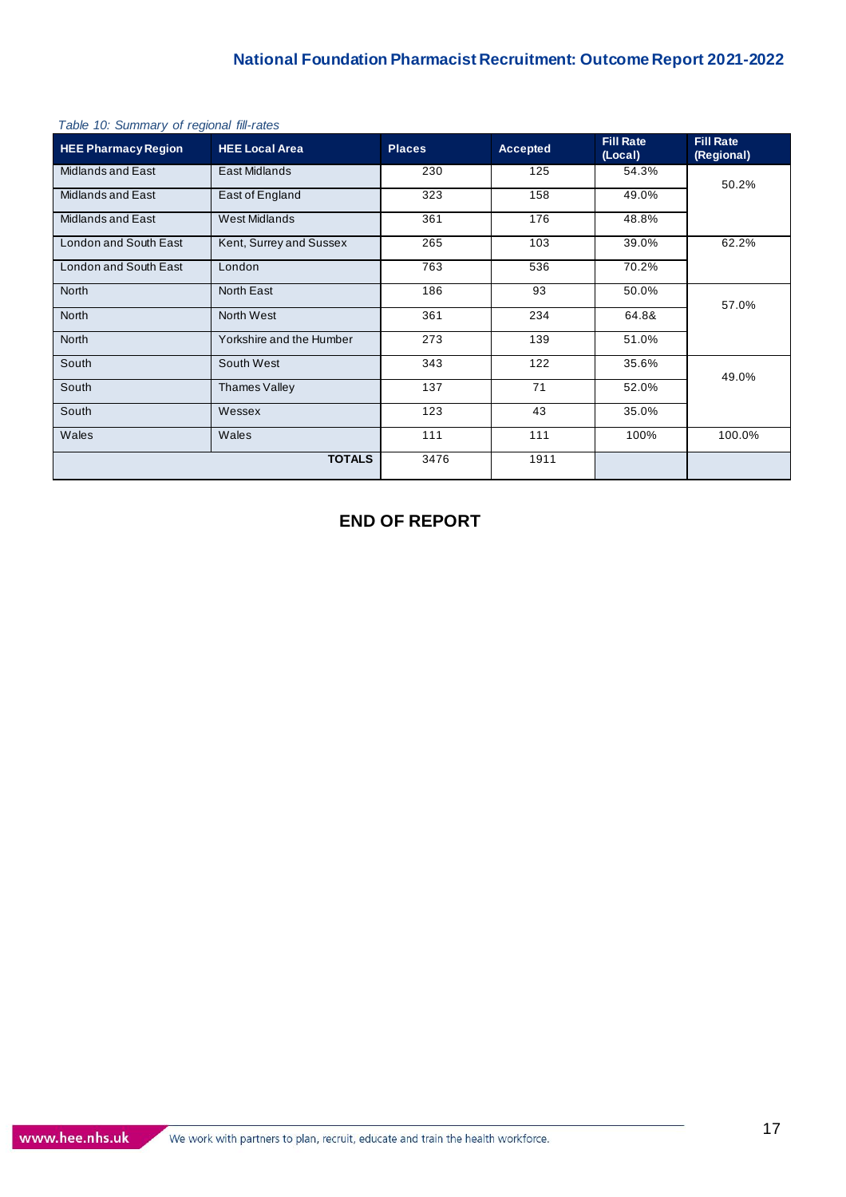*Table 10: Summary of regional fill-rates*

| HEE Pharmacy Region | HEE Local Area | Places | Accepted | Fill Rate (Local) | Fill Rate (Regional) |
|---|---|---|---|---|---|
| Midlands and East | East Midlands | 230 | 125 | 54.3% | 50.2% |
| Midlands and East | East of England | 323 | 158 | 49.0% | |
| Midlands and East | West Midlands | 361 | 176 | 48.8% | |
| London and South East | Kent, Surrey and Sussex | 265 | 103 | 39.0% | 62.2% |
| London and South East | London | 763 | 536 | 70.2% | |
| North | North East | 186 | 93 | 50.0% | 57.0% |
| North | North West | 361 | 234 | 64.8& | |
| North | Yorkshire and the Humber | 273 | 139 | 51.0% | |
| South | South West | 343 | 122 | 35.6% | 49.0% |
| South | Thames Valley | 137 | 71 | 52.0% | |
| South | Wessex | 123 | 43 | 35.0% | |
| Wales | Wales | 111 | 111 | 100% | 100.0% |
| | **TOTALS** | 3476 | 1911 | | |

**END OF REPORT**